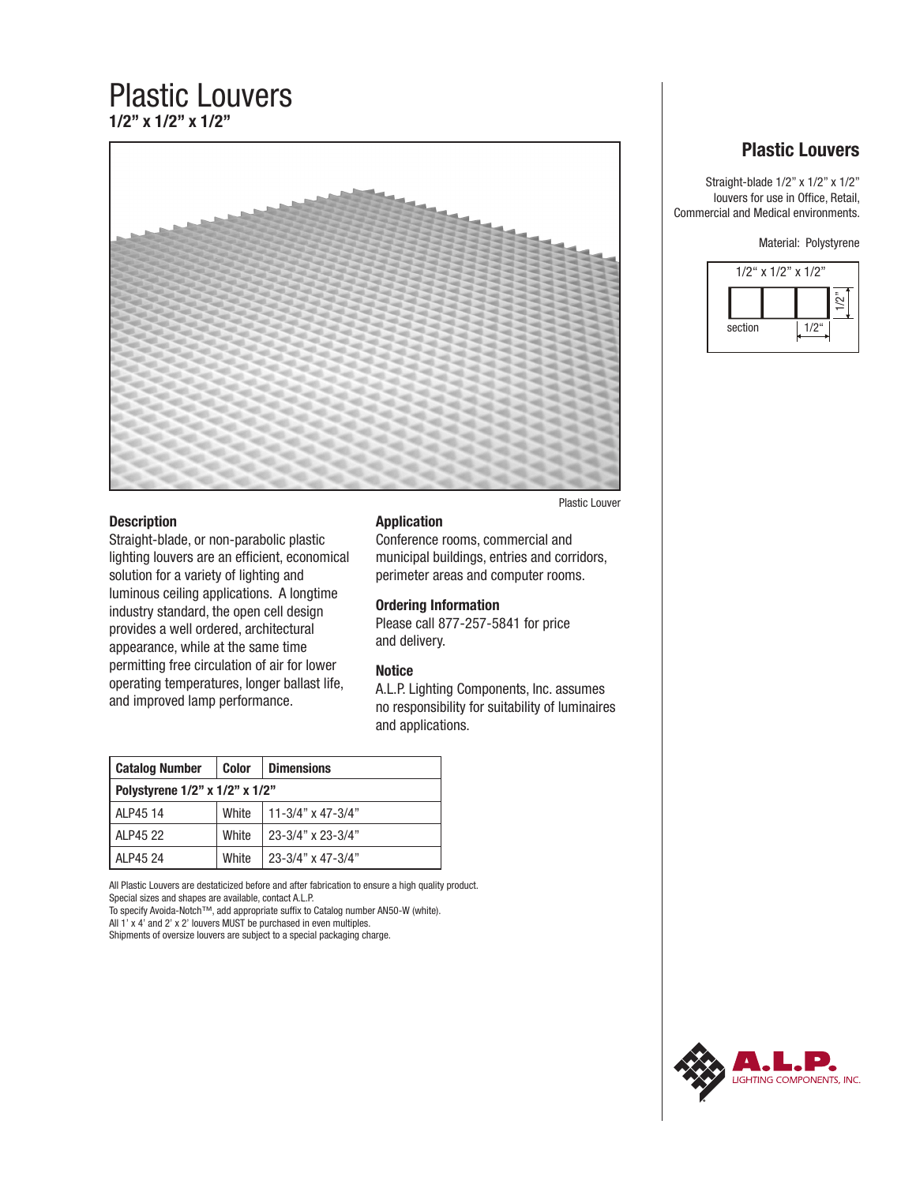# Plastic Louvers

**1/2" x 1/2" x 1/2"**

Plastic Louver

## Plastic Louvers

Straight-blade 1/2" x 1/2" x 1/2" louvers for use in Office, Retail, Commercial and Medical environments.

Material: Polystyrene

1/2" x 1/2" x 1/2"

section 1/2" 1/2"

### Description

Straight-blade, or non-parabolic plastic lighting louvers are an efficient, economical solution for a variety of lighting and luminous ceiling applications. A longtime industry standard, the open cell design provides a well ordered, architectural appearance, while at the same time permitting free circulation of air for lower operating temperatures, longer ballast life, and improved lamp performance.

### Application

Conference rooms, commercial and municipal buildings, entries and corridors, perimeter areas and computer rooms.

### Ordering Information

Please call 877-257-5841 for price and delivery.

### Notice

A.L.P. Lighting Components, Inc. assumes no responsibility for suitability of luminaires and applications.

| Catalog Number | Color | Dimensions |
|---|---|---|
| **Polystyrene 1/2" x 1/2" x 1/2"** | | |
| ALP45 14 | White | 11-3/4" x 47-3/4" |
| ALP45 22 | White | 23-3/4" x 23-3/4" |
| ALP45 24 | White | 23-3/4" x 47-3/4" |

All Plastic Louvers are destaticized before and after fabrication to ensure a high quality product.
Special sizes and shapes are available, contact A.L.P.
To specify Avoida-Notch™, add appropriate suffix to Catalog number AN50-W (white).
All 1' x 4' and 2' x 2' louvers MUST be purchased in even multiples.
Shipments of oversize louvers are subject to a special packaging charge.

A.L.P. LIGHTING COMPONENTS, INC.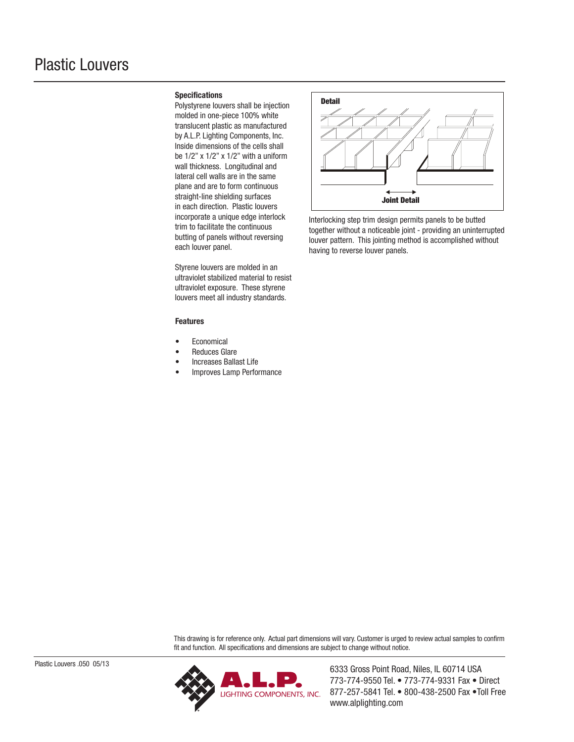# Plastic Louvers

### Specifications

Polystyrene louvers shall be injection molded in one-piece 100% white translucent plastic as manufactured by A.L.P. Lighting Components, Inc. Inside dimensions of the cells shall be 1/2" x 1/2" x 1/2" with a uniform wall thickness. Longitudinal and lateral cell walls are in the same plane and are to form continuous straight-line shielding surfaces in each direction. Plastic louvers incorporate a unique edge interlock trim to facilitate the continuous butting of panels without reversing each louver panel.

Styrene louvers are molded in an ultraviolet stabilized material to resist ultraviolet exposure. These styrene louvers meet all industry standards.

### Features

- Economical
- Reduces Glare
- Increases Ballast Life
- Improves Lamp Performance

**Detail**

**Joint Detail**

Interlocking step trim design permits panels to be butted together without a noticeable joint - providing an uninterrupted louver pattern. This jointing method is accomplished without having to reverse louver panels.

This drawing is for reference only. Actual part dimensions will vary. Customer is urged to review actual samples to confirm fit and function. All specifications and dimensions are subject to change without notice.

Plastic Louvers .050 05/13

A.L.P. LIGHTING COMPONENTS, INC.

6333 Gross Point Road, Niles, IL 60714 USA
773-774-9550 Tel. • 773-774-9331 Fax • Direct
877-257-5841 Tel. • 800-438-2500 Fax • Toll Free
www.alplighting.com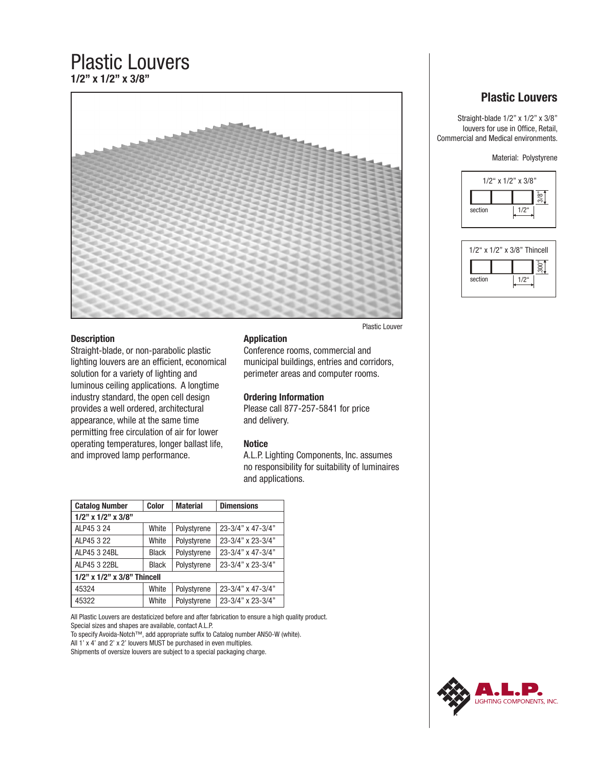# Plastic Louvers

**1/2" x 1/2" x 3/8"**

Plastic Louver

## Description

Straight-blade, or non-parabolic plastic lighting louvers are an efficient, economical solution for a variety of lighting and luminous ceiling applications. A longtime industry standard, the open cell design provides a well ordered, architectural appearance, while at the same time permitting free circulation of air for lower operating temperatures, longer ballast life, and improved lamp performance.

## Application

Conference rooms, commercial and municipal buildings, entries and corridors, perimeter areas and computer rooms.

## Ordering Information

Please call 877-257-5841 for price and delivery.

## Notice

A.L.P. Lighting Components, Inc. assumes no responsibility for suitability of luminaires and applications.

| Catalog Number | Color | Material | Dimensions |
|---|---|---|---|
| **1/2" x 1/2" x 3/8"** | | | |
| ALP45 3 24 | White | Polystyrene | 23-3/4" x 47-3/4" |
| ALP45 3 22 | White | Polystyrene | 23-3/4" x 23-3/4" |
| ALP45 3 24BL | Black | Polystyrene | 23-3/4" x 47-3/4" |
| ALP45 3 22BL | Black | Polystyrene | 23-3/4" x 23-3/4" |
| **1/2" x 1/2" x 3/8" Thincell** | | | |
| 45324 | White | Polystyrene | 23-3/4" x 47-3/4" |
| 45322 | White | Polystyrene | 23-3/4" x 23-3/4" |

All Plastic Louvers are destaticized before and after fabrication to ensure a high quality product.
Special sizes and shapes are available, contact A.L.P.
To specify Avoida-Notch™, add appropriate suffix to Catalog number AN50-W (white).
All 1' x 4' and 2' x 2' louvers MUST be purchased in even multiples.
Shipments of oversize louvers are subject to a special packaging charge.

## Plastic Louvers

Straight-blade 1/2" x 1/2" x 3/8" louvers for use in Office, Retail, Commercial and Medical environments.

Material: Polystyrene

1/2" x 1/2" x 3/8"
section 1/2" 3/8"

1/2" x 1/2" x 3/8" Thincell
section 1/2" 300"

A.L.P. LIGHTING COMPONENTS, INC.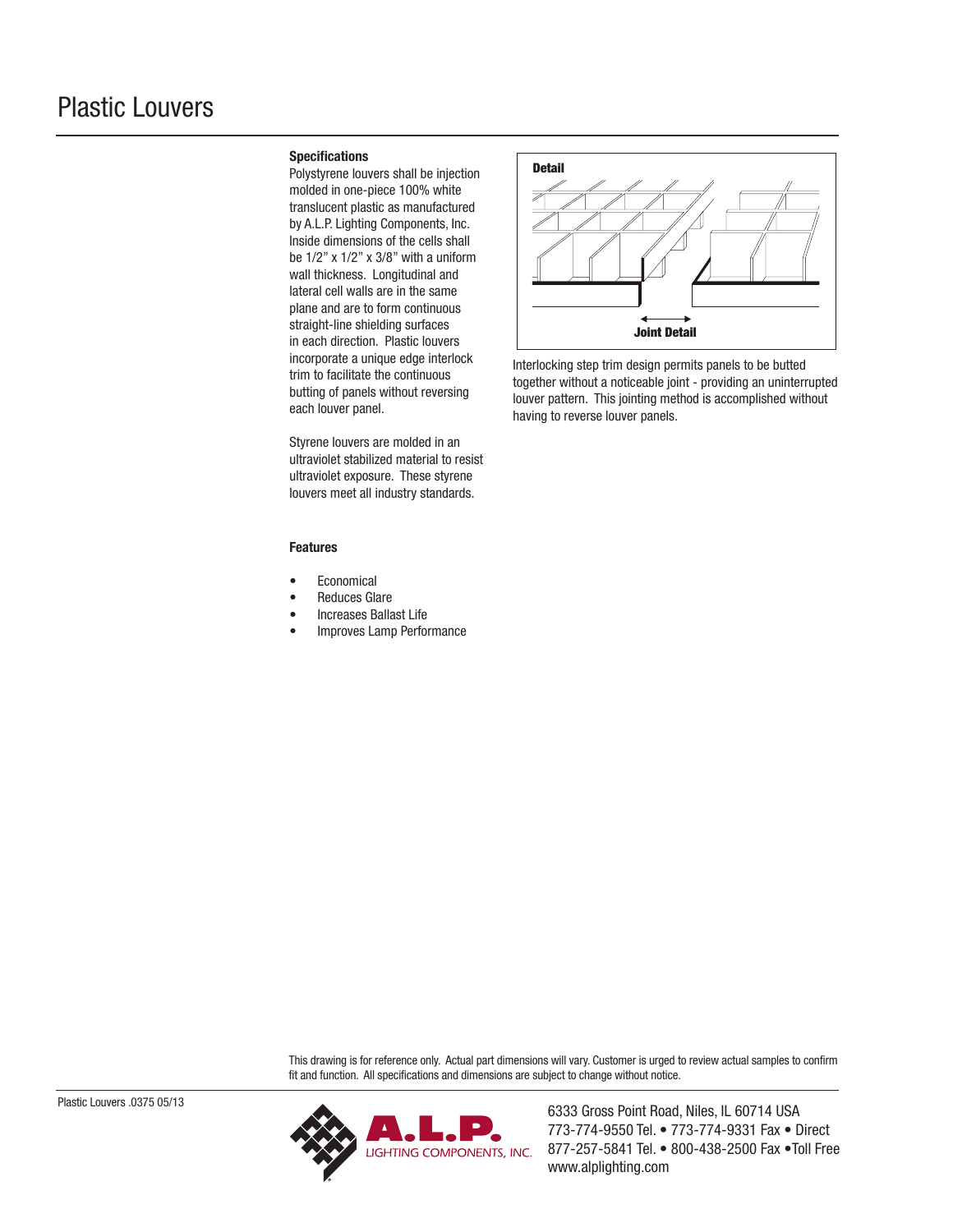# Plastic Louvers

### Specifications

Polystyrene louvers shall be injection molded in one-piece 100% white translucent plastic as manufactured by A.L.P. Lighting Components, Inc. Inside dimensions of the cells shall be 1/2" x 1/2" x 3/8" with a uniform wall thickness. Longitudinal and lateral cell walls are in the same plane and are to form continuous straight-line shielding surfaces in each direction. Plastic louvers incorporate a unique edge interlock trim to facilitate the continuous butting of panels without reversing each louver panel.

Styrene louvers are molded in an ultraviolet stabilized material to resist ultraviolet exposure. These styrene louvers meet all industry standards.

**Detail**

**Joint Detail**

Interlocking step trim design permits panels to be butted together without a noticeable joint - providing an uninterrupted louver pattern. This jointing method is accomplished without having to reverse louver panels.

### Features

- Economical
- Reduces Glare
- Increases Ballast Life
- Improves Lamp Performance

This drawing is for reference only. Actual part dimensions will vary. Customer is urged to review actual samples to confirm fit and function. All specifications and dimensions are subject to change without notice.

Plastic Louvers .0375 05/13

A.L.P. LIGHTING COMPONENTS, INC.

6333 Gross Point Road, Niles, IL 60714 USA
773-774-9550 Tel. • 773-774-9331 Fax • Direct
877-257-5841 Tel. • 800-438-2500 Fax •Toll Free
www.alplighting.com